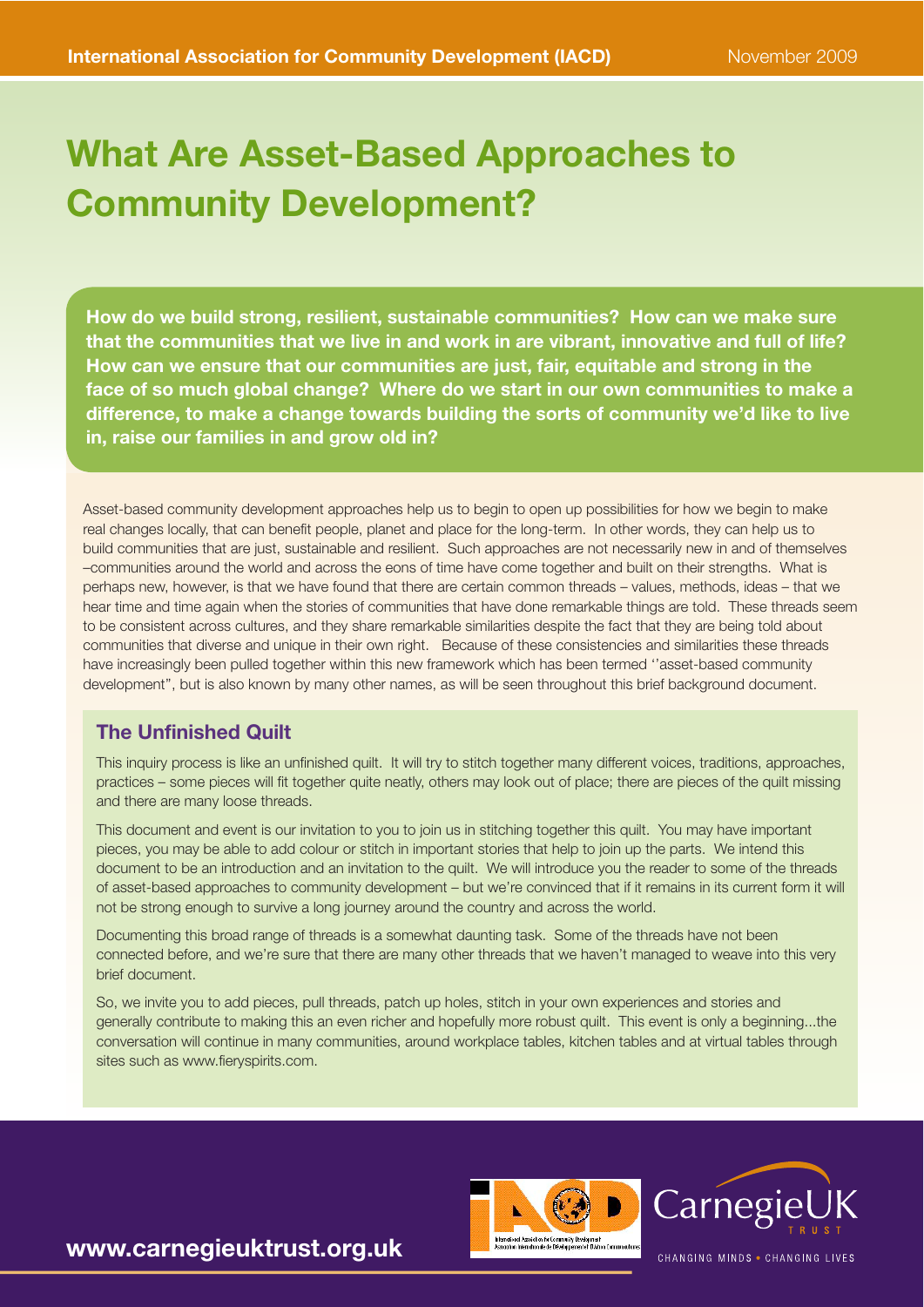# What Are Asset-Based Approaches to Community Development?

**How do we build strong, resilient, sustainable communities? How can we make sure that the communities that we live in and work in are vibrant, innovative and full of life? How can we ensure that our communities are just, fair, equitable and strong in the face of so much global change? Where do we start in our own communities to make a difference, to make a change towards building the sorts of community we'd like to live in, raise our families in and grow old in?**

Asset-based community development approaches help us to begin to open up possibilities for how we begin to make real changes locally, that can benefit people, planet and place for the long-term. In other words, they can help us to build communities that are just, sustainable and resilient. Such approaches are not necessarily new in and of themselves –communities around the world and across the eons of time have come together and built on their strengths. What is perhaps new, however, is that we have found that there are certain common threads – values, methods, ideas – that we hear time and time again when the stories of communities that have done remarkable things are told. These threads seem to be consistent across cultures, and they share remarkable similarities despite the fact that they are being told about communities that diverse and unique in their own right. Because of these consistencies and similarities these threads have increasingly been pulled together within this new framework which has been termed ''asset-based community development", but is also known by many other names, as will be seen throughout this brief background document.

## The Unfinished Quilt

This inquiry process is like an unfinished quilt. It will try to stitch together many different voices, traditions, approaches, practices – some pieces will fit together quite neatly, others may look out of place; there are pieces of the quilt missing and there are many loose threads.

This document and event is our invitation to you to join us in stitching together this quilt. You may have important pieces, you may be able to add colour or stitch in important stories that help to join up the parts. We intend this document to be an introduction and an invitation to the quilt. We will introduce you the reader to some of the threads of asset-based approaches to community development – but we're convinced that if it remains in its current form it will not be strong enough to survive a long journey around the country and across the world.

Documenting this broad range of threads is a somewhat daunting task. Some of the threads have not been connected before, and we're sure that there are many other threads that we haven't managed to weave into this very brief document.

So, we invite you to add pieces, pull threads, patch up holes, stitch in your own experiences and stories and generally contribute to making this an even richer and hopefully more robust quilt. This event is only a beginning...the conversation will continue in many communities, around workplace tables, kitchen tables and at virtual tables through sites such as www.fieryspirits.com.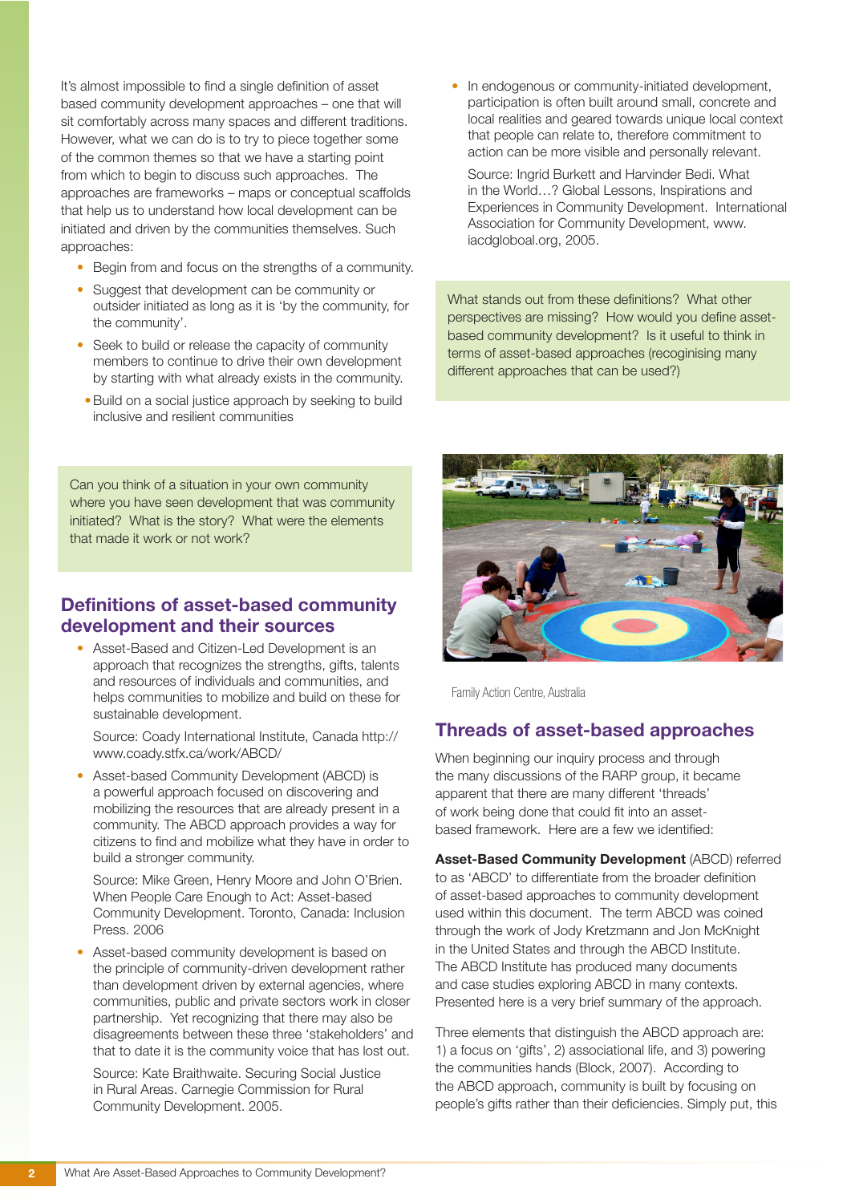It's almost impossible to find a single definition of asset based community development approaches – one that will sit comfortably across many spaces and different traditions. However, what we can do is to try to piece together some of the common themes so that we have a starting point from which to begin to discuss such approaches. The approaches are frameworks – maps or conceptual scaffolds that help us to understand how local development can be initiated and driven by the communities themselves. Such approaches:

- Begin from and focus on the strengths of a community.
- Suggest that development can be community or outsider initiated as long as it is 'by the community, for the community'.
- Seek to build or release the capacity of community members to continue to drive their own development by starting with what already exists in the community.
- Build on a social justice approach by seeking to build inclusive and resilient communities

> Can you think of a situation in your own community where you have seen development that was community initiated? What is the story? What were the elements that made it work or not work?

## Definitions of asset-based community development and their sources

- Asset-Based and Citizen-Led Development is an approach that recognizes the strengths, gifts, talents and resources of individuals and communities, and helps communities to mobilize and build on these for sustainable development.

  Source: Coady International Institute, Canada http://www.coady.stfx.ca/work/ABCD/

- Asset-based Community Development (ABCD) is a powerful approach focused on discovering and mobilizing the resources that are already present in a community. The ABCD approach provides a way for citizens to find and mobilize what they have in order to build a stronger community.

  Source: Mike Green, Henry Moore and John O'Brien. When People Care Enough to Act: Asset-based Community Development. Toronto, Canada: Inclusion Press. 2006

- Asset-based community development is based on the principle of community-driven development rather than development driven by external agencies, where communities, public and private sectors work in closer partnership. Yet recognizing that there may also be disagreements between these three 'stakeholders' and that to date it is the community voice that has lost out.

  Source: Kate Braithwaite. Securing Social Justice in Rural Areas. Carnegie Commission for Rural Community Development. 2005.

- In endogenous or community-initiated development, participation is often built around small, concrete and local realities and geared towards unique local context that people can relate to, therefore commitment to action can be more visible and personally relevant.

  Source: Ingrid Burkett and Harvinder Bedi. What in the World…? Global Lessons, Inspirations and Experiences in Community Development. International Association for Community Development, www.iacdglobal.org, 2005.

> What stands out from these definitions? What other perspectives are missing? How would you define asset-based community development? Is it useful to think in terms of asset-based approaches (recoginising many different approaches that can be used?)

Family Action Centre, Australia

## Threads of asset-based approaches

When beginning our inquiry process and through the many discussions of the RARP group, it became apparent that there are many different 'threads' of work being done that could fit into an asset-based framework. Here are a few we identified:

**Asset-Based Community Development** (ABCD) referred to as 'ABCD' to differentiate from the broader definition of asset-based approaches to community development used within this document. The term ABCD was coined through the work of Jody Kretzmann and Jon McKnight in the United States and through the ABCD Institute. The ABCD Institute has produced many documents and case studies exploring ABCD in many contexts. Presented here is a very brief summary of the approach.

Three elements that distinguish the ABCD approach are: 1) a focus on 'gifts', 2) associational life, and 3) powering the communities hands (Block, 2007). According to the ABCD approach, community is built by focusing on people's gifts rather than their deficiencies. Simply put, this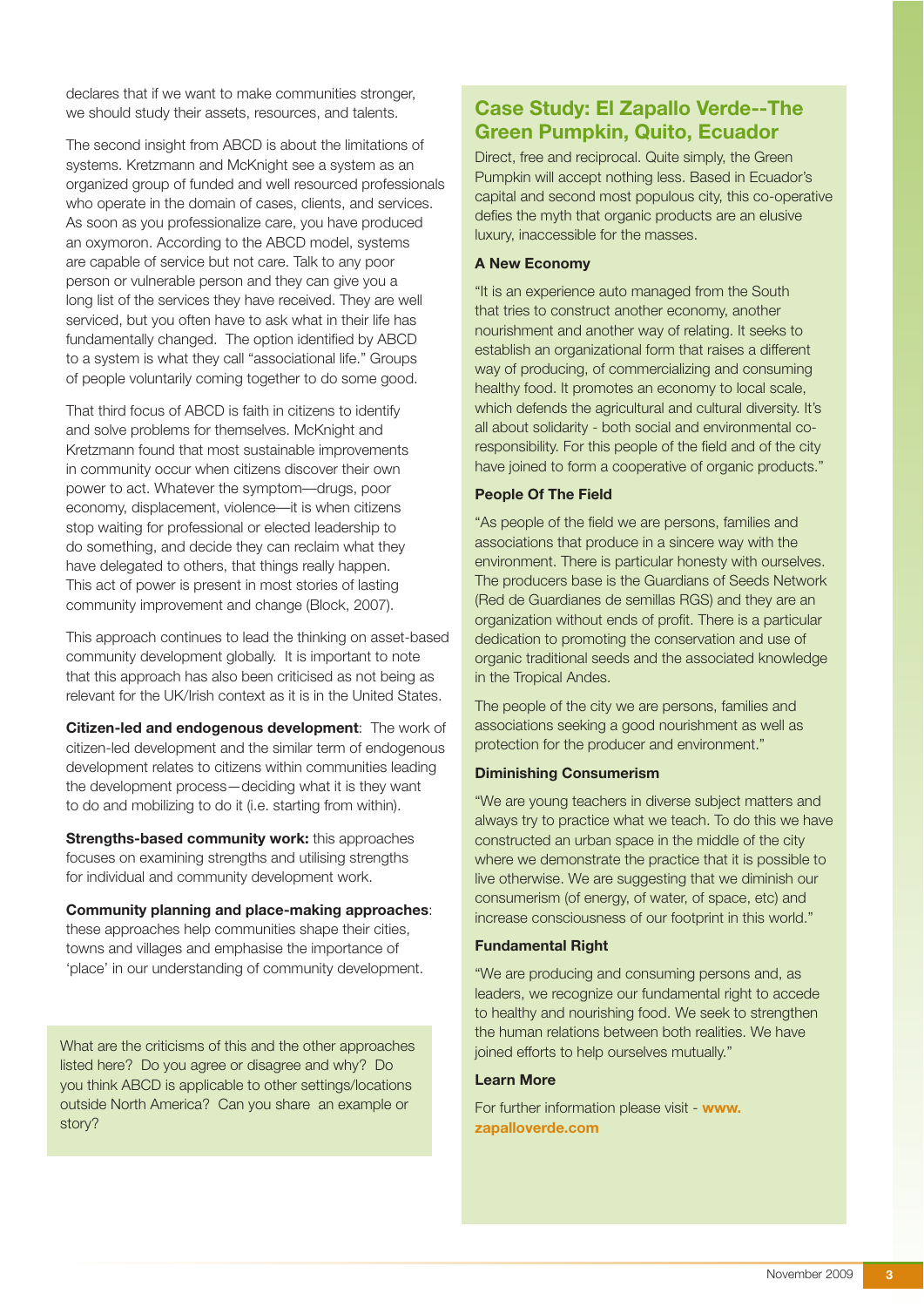declares that if we want to make communities stronger, we should study their assets, resources, and talents.

The second insight from ABCD is about the limitations of systems. Kretzmann and McKnight see a system as an organized group of funded and well resourced professionals who operate in the domain of cases, clients, and services. As soon as you professionalize care, you have produced an oxymoron. According to the ABCD model, systems are capable of service but not care. Talk to any poor person or vulnerable person and they can give you a long list of the services they have received. They are well serviced, but you often have to ask what in their life has fundamentally changed. The option identified by ABCD to a system is what they call "associational life." Groups of people voluntarily coming together to do some good.

That third focus of ABCD is faith in citizens to identify and solve problems for themselves. McKnight and Kretzmann found that most sustainable improvements in community occur when citizens discover their own power to act. Whatever the symptom—drugs, poor economy, displacement, violence—it is when citizens stop waiting for professional or elected leadership to do something, and decide they can reclaim what they have delegated to others, that things really happen. This act of power is present in most stories of lasting community improvement and change (Block, 2007).

This approach continues to lead the thinking on asset-based community development globally. It is important to note that this approach has also been criticised as not being as relevant for the UK/Irish context as it is in the United States.

**Citizen-led and endogenous development**: The work of citizen-led development and the similar term of endogenous development relates to citizens within communities leading the development process—deciding what it is they want to do and mobilizing to do it (i.e. starting from within).

**Strengths-based community work:** this approaches focuses on examining strengths and utilising strengths for individual and community development work.

**Community planning and place-making approaches**: these approaches help communities shape their cities, towns and villages and emphasise the importance of 'place' in our understanding of community development.

What are the criticisms of this and the other approaches listed here? Do you agree or disagree and why? Do you think ABCD is applicable to other settings/locations outside North America? Can you share an example or story?

## Case Study: El Zapallo Verde--The Green Pumpkin, Quito, Ecuador

Direct, free and reciprocal. Quite simply, the Green Pumpkin will accept nothing less. Based in Ecuador's capital and second most populous city, this co-operative defies the myth that organic products are an elusive luxury, inaccessible for the masses.

### A New Economy

"It is an experience auto managed from the South that tries to construct another economy, another nourishment and another way of relating. It seeks to establish an organizational form that raises a different way of producing, of commercializing and consuming healthy food. It promotes an economy to local scale, which defends the agricultural and cultural diversity. It's all about solidarity - both social and environmental co-responsibility. For this people of the field and of the city have joined to form a cooperative of organic products."

### People Of The Field

"As people of the field we are persons, families and associations that produce in a sincere way with the environment. There is particular honesty with ourselves. The producers base is the Guardians of Seeds Network (Red de Guardianes de semillas RGS) and they are an organization without ends of profit. There is a particular dedication to promoting the conservation and use of organic traditional seeds and the associated knowledge in the Tropical Andes.

The people of the city we are persons, families and associations seeking a good nourishment as well as protection for the producer and environment."

### Diminishing Consumerism

"We are young teachers in diverse subject matters and always try to practice what we teach. To do this we have constructed an urban space in the middle of the city where we demonstrate the practice that it is possible to live otherwise. We are suggesting that we diminish our consumerism (of energy, of water, of space, etc) and increase consciousness of our footprint in this world."

### Fundamental Right

"We are producing and consuming persons and, as leaders, we recognize our fundamental right to accede to healthy and nourishing food. We seek to strengthen the human relations between both realities. We have joined efforts to help ourselves mutually."

### Learn More

For further information please visit - **www.zapalloverde.com**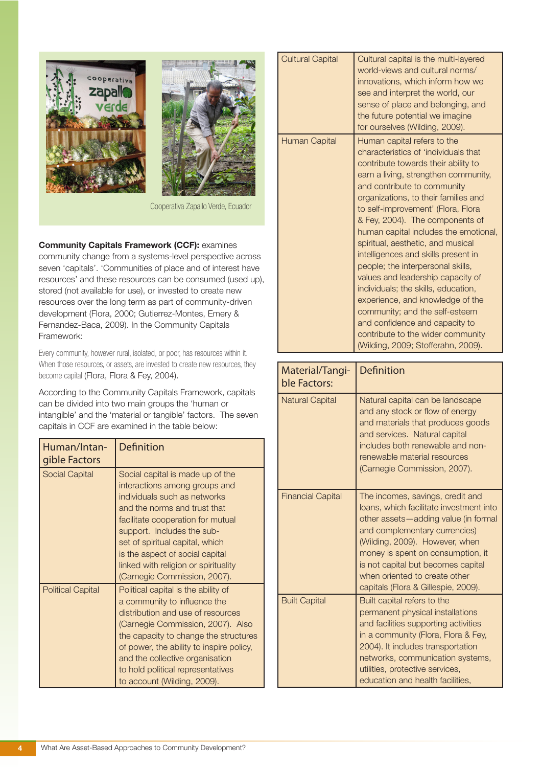Cooperativa Zapallo Verde, Ecuador

**Community Capitals Framework (CCF):** examines community change from a systems-level perspective across seven 'capitals'. 'Communities of place and of interest have resources' and these resources can be consumed (used up), stored (not available for use), or invested to create new resources over the long term as part of community-driven development (Flora, 2000; Gutierrez-Montes, Emery & Fernandez-Baca, 2009). In the Community Capitals Framework:

Every community, however rural, isolated, or poor, has resources within it. When those resources, or assets, are invested to create new resources, they become capital (Flora, Flora & Fey, 2004).

According to the Community Capitals Framework, capitals can be divided into two main groups the 'human or intangible' and the 'material or tangible' factors. The seven capitals in CCF are examined in the table below:

| Human/Intangible Factors | Definition |
|---|---|
| Social Capital | Social capital is made up of the interactions among groups and individuals such as networks and the norms and trust that facilitate cooperation for mutual support. Includes the sub-set of spiritual capital, which is the aspect of social capital linked with religion or spirituality (Carnegie Commission, 2007). |
| Political Capital | Political capital is the ability of a community to influence the distribution and use of resources (Carnegie Commission, 2007). Also the capacity to change the structures of power, the ability to inspire policy, and the collective organisation to hold political representatives to account (Wilding, 2009). |
| Cultural Capital | Cultural capital is the multi-layered world-views and cultural norms/ innovations, which inform how we see and interpret the world, our sense of place and belonging, and the future potential we imagine for ourselves (Wilding, 2009). |
| Human Capital | Human capital refers to the characteristics of 'individuals that contribute towards their ability to earn a living, strengthen community, and contribute to community organizations, to their families and to self-improvement' (Flora, Flora & Fey, 2004). The components of human capital includes the emotional, spiritual, aesthetic, and musical intelligences and skills present in people; the interpersonal skills, values and leadership capacity of individuals; the skills, education, experience, and knowledge of the community; and the self-esteem and confidence and capacity to contribute to the wider community (Wilding, 2009; Stofferahn, 2009). |

| Material/Tangible Factors: | Definition |
|---|---|
| Natural Capital | Natural capital can be landscape and any stock or flow of energy and materials that produces goods and services. Natural capital includes both renewable and non-renewable material resources (Carnegie Commission, 2007). |
| Financial Capital | The incomes, savings, credit and loans, which facilitate investment into other assets—adding value (in formal and complementary currencies) (Wilding, 2009). However, when money is spent on consumption, it is not capital but becomes capital when oriented to create other capitals (Flora & Gillespie, 2009). |
| Built Capital | Built capital refers to the permanent physical installations and facilities supporting activities in a community (Flora, Flora & Fey, 2004). It includes transportation networks, communication systems, utilities, protective services, education and health facilities, |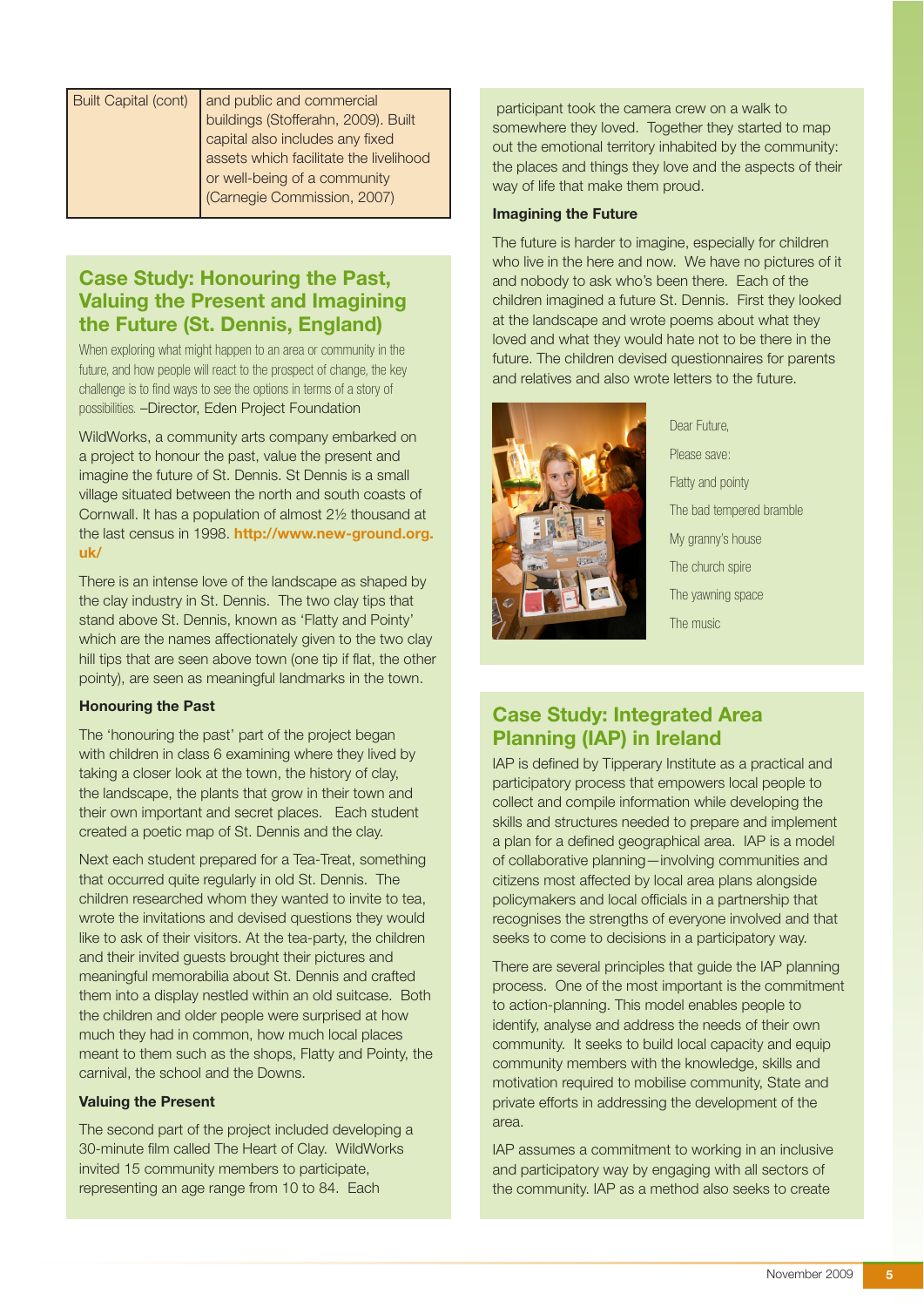| Built Capital (cont) | and public and commercial buildings (Stofferahn, 2009). Built capital also includes any fixed assets which facilitate the livelihood or well-being of a community (Carnegie Commission, 2007) |
|---|---|

## Case Study: Honouring the Past, Valuing the Present and Imagining the Future (St. Dennis, England)

When exploring what might happen to an area or community in the future, and how people will react to the prospect of change, the key challenge is to find ways to see the options in terms of a story of possibilities. –Director, Eden Project Foundation

WildWorks, a community arts company embarked on a project to honour the past, value the present and imagine the future of St. Dennis. St Dennis is a small village situated between the north and south coasts of Cornwall. It has a population of almost 2½ thousand at the last census in 1998. **http://www.new-ground.org.uk/**

There is an intense love of the landscape as shaped by the clay industry in St. Dennis. The two clay tips that stand above St. Dennis, known as 'Flatty and Pointy' which are the names affectionately given to the two clay hill tips that are seen above town (one tip if flat, the other pointy), are seen as meaningful landmarks in the town.

### Honouring the Past

The 'honouring the past' part of the project began with children in class 6 examining where they lived by taking a closer look at the town, the history of clay, the landscape, the plants that grow in their town and their own important and secret places. Each student created a poetic map of St. Dennis and the clay.

Next each student prepared for a Tea-Treat, something that occurred quite regularly in old St. Dennis. The children researched whom they wanted to invite to tea, wrote the invitations and devised questions they would like to ask of their visitors. At the tea-party, the children and their invited guests brought their pictures and meaningful memorabilia about St. Dennis and crafted them into a display nestled within an old suitcase. Both the children and older people were surprised at how much they had in common, how much local places meant to them such as the shops, Flatty and Pointy, the carnival, the school and the Downs.

### Valuing the Present

The second part of the project included developing a 30-minute film called The Heart of Clay. WildWorks invited 15 community members to participate, representing an age range from 10 to 84. Each participant took the camera crew on a walk to somewhere they loved. Together they started to map out the emotional territory inhabited by the community: the places and things they love and the aspects of their way of life that make them proud.

### Imagining the Future

The future is harder to imagine, especially for children who live in the here and now. We have no pictures of it and nobody to ask who's been there. Each of the children imagined a future St. Dennis. First they looked at the landscape and wrote poems about what they loved and what they would hate not to be there in the future. The children devised questionnaires for parents and relatives and also wrote letters to the future.

Dear Future,

Please save:

Flatty and pointy

The bad tempered bramble

My granny's house

The church spire

The yawning space

The music

## Case Study: Integrated Area Planning (IAP) in Ireland

IAP is defined by Tipperary Institute as a practical and participatory process that empowers local people to collect and compile information while developing the skills and structures needed to prepare and implement a plan for a defined geographical area. IAP is a model of collaborative planning—involving communities and citizens most affected by local area plans alongside policymakers and local officials in a partnership that recognises the strengths of everyone involved and that seeks to come to decisions in a participatory way.

There are several principles that guide the IAP planning process. One of the most important is the commitment to action-planning. This model enables people to identify, analyse and address the needs of their own community. It seeks to build local capacity and equip community members with the knowledge, skills and motivation required to mobilise community, State and private efforts in addressing the development of the area.

IAP assumes a commitment to working in an inclusive and participatory way by engaging with all sectors of the community. IAP as a method also seeks to create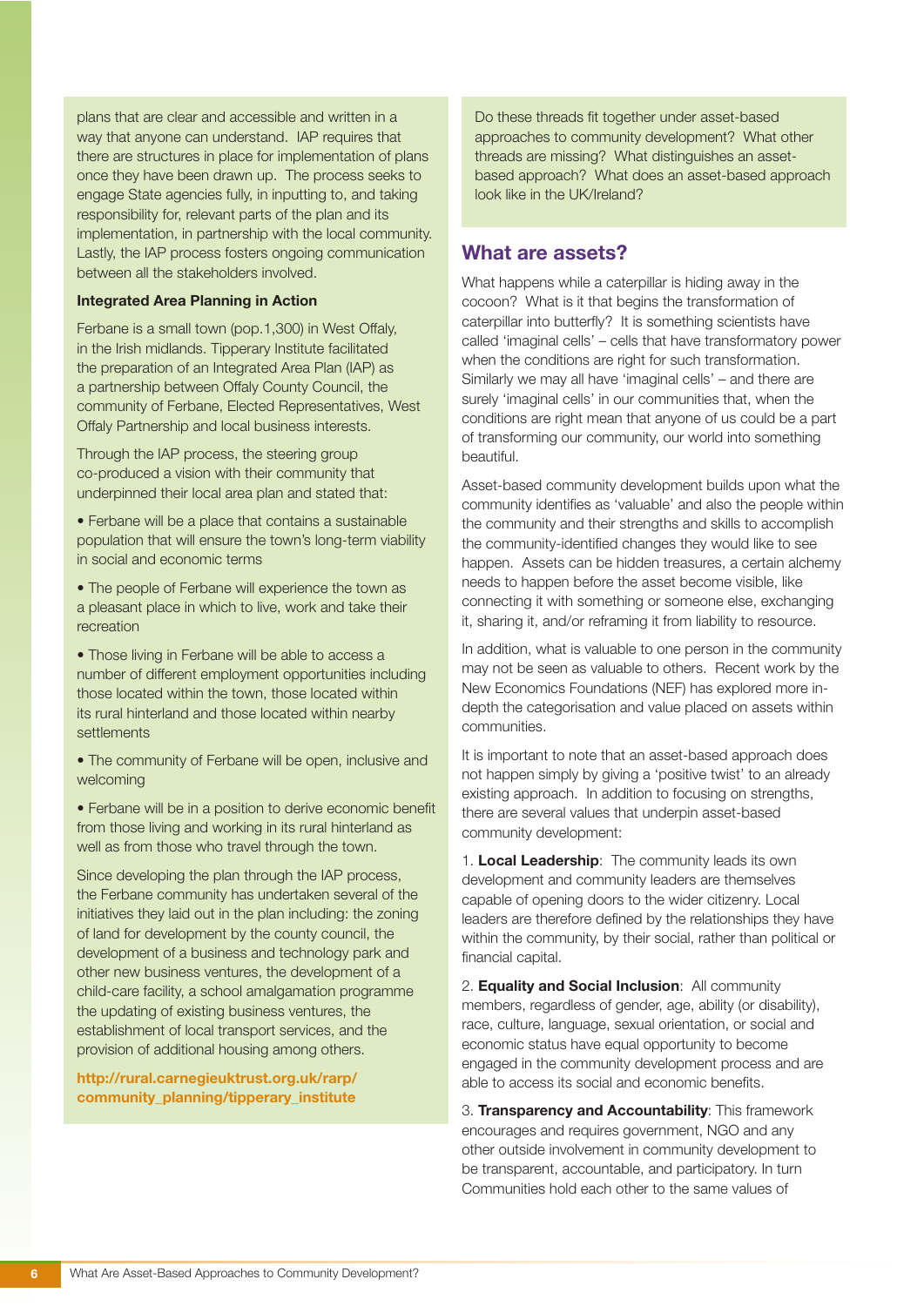plans that are clear and accessible and written in a way that anyone can understand. IAP requires that there are structures in place for implementation of plans once they have been drawn up. The process seeks to engage State agencies fully, in inputting to, and taking responsibility for, relevant parts of the plan and its implementation, in partnership with the local community. Lastly, the IAP process fosters ongoing communication between all the stakeholders involved.

**Integrated Area Planning in Action**

Ferbane is a small town (pop.1,300) in West Offaly, in the Irish midlands. Tipperary Institute facilitated the preparation of an Integrated Area Plan (IAP) as a partnership between Offaly County Council, the community of Ferbane, Elected Representatives, West Offaly Partnership and local business interests.

Through the IAP process, the steering group co-produced a vision with their community that underpinned their local area plan and stated that:

- Ferbane will be a place that contains a sustainable population that will ensure the town's long-term viability in social and economic terms
- The people of Ferbane will experience the town as a pleasant place in which to live, work and take their recreation
- Those living in Ferbane will be able to access a number of different employment opportunities including those located within the town, those located within its rural hinterland and those located within nearby settlements
- The community of Ferbane will be open, inclusive and welcoming
- Ferbane will be in a position to derive economic benefit from those living and working in its rural hinterland as well as from those who travel through the town.

Since developing the plan through the IAP process, the Ferbane community has undertaken several of the initiatives they laid out in the plan including: the zoning of land for development by the county council, the development of a business and technology park and other new business ventures, the development of a child-care facility, a school amalgamation programme the updating of existing business ventures, the establishment of local transport services, and the provision of additional housing among others.

**http://rural.carnegieuktrust.org.uk/rarp/community_planning/tipperary_institute**

Do these threads fit together under asset-based approaches to community development? What other threads are missing? What distinguishes an asset-based approach? What does an asset-based approach look like in the UK/Ireland?

## What are assets?

What happens while a caterpillar is hiding away in the cocoon? What is it that begins the transformation of caterpillar into butterfly? It is something scientists have called 'imaginal cells' – cells that have transformatory power when the conditions are right for such transformation. Similarly we may all have 'imaginal cells' – and there are surely 'imaginal cells' in our communities that, when the conditions are right mean that anyone of us could be a part of transforming our community, our world into something beautiful.

Asset-based community development builds upon what the community identifies as 'valuable' and also the people within the community and their strengths and skills to accomplish the community-identified changes they would like to see happen. Assets can be hidden treasures, a certain alchemy needs to happen before the asset become visible, like connecting it with something or someone else, exchanging it, sharing it, and/or reframing it from liability to resource.

In addition, what is valuable to one person in the community may not be seen as valuable to others. Recent work by the New Economics Foundations (NEF) has explored more in-depth the categorisation and value placed on assets within communities.

It is important to note that an asset-based approach does not happen simply by giving a 'positive twist' to an already existing approach. In addition to focusing on strengths, there are several values that underpin asset-based community development:

1. **Local Leadership**: The community leads its own development and community leaders are themselves capable of opening doors to the wider citizenry. Local leaders are therefore defined by the relationships they have within the community, by their social, rather than political or financial capital.

2. **Equality and Social Inclusion**: All community members, regardless of gender, age, ability (or disability), race, culture, language, sexual orientation, or social and economic status have equal opportunity to become engaged in the community development process and are able to access its social and economic benefits.

3. **Transparency and Accountability**: This framework encourages and requires government, NGO and any other outside involvement in community development to be transparent, accountable, and participatory. In turn Communities hold each other to the same values of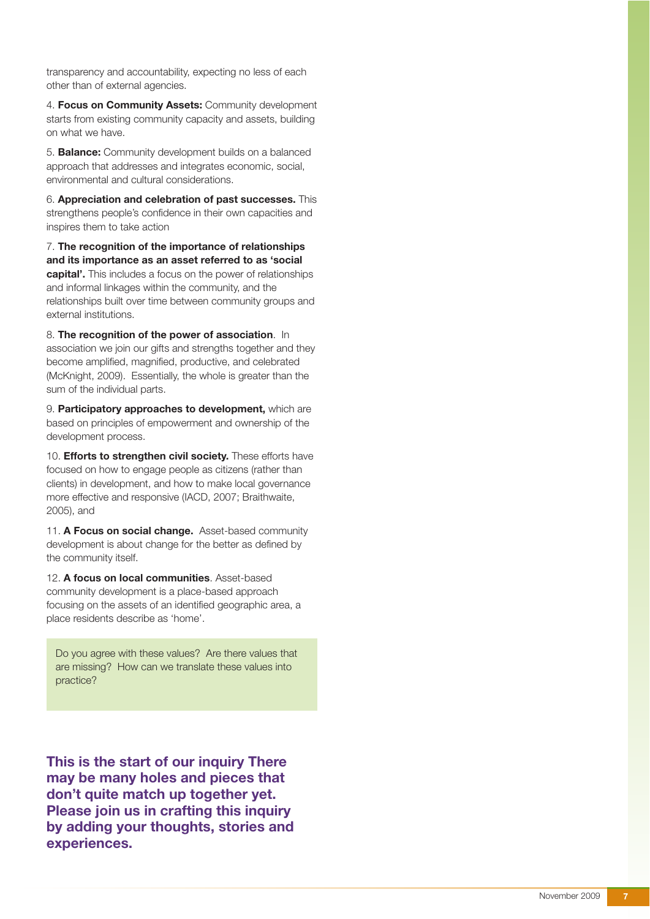transparency and accountability, expecting no less of each other than of external agencies.

4. **Focus on Community Assets:** Community development starts from existing community capacity and assets, building on what we have.

5. **Balance:** Community development builds on a balanced approach that addresses and integrates economic, social, environmental and cultural considerations.

6. **Appreciation and celebration of past successes.** This strengthens people's confidence in their own capacities and inspires them to take action

7. **The recognition of the importance of relationships and its importance as an asset referred to as 'social capital'.** This includes a focus on the power of relationships and informal linkages within the community, and the relationships built over time between community groups and external institutions.

8. **The recognition of the power of association**. In association we join our gifts and strengths together and they become amplified, magnified, productive, and celebrated (McKnight, 2009). Essentially, the whole is greater than the sum of the individual parts.

9. **Participatory approaches to development,** which are based on principles of empowerment and ownership of the development process.

10. **Efforts to strengthen civil society.** These efforts have focused on how to engage people as citizens (rather than clients) in development, and how to make local governance more effective and responsive (IACD, 2007; Braithwaite, 2005), and

11. **A Focus on social change.** Asset-based community development is about change for the better as defined by the community itself.

12. **A focus on local communities**. Asset-based community development is a place-based approach focusing on the assets of an identified geographic area, a place residents describe as 'home'.

> Do you agree with these values? Are there values that are missing? How can we translate these values into practice?

**This is the start of our inquiry There may be many holes and pieces that don't quite match up together yet. Please join us in crafting this inquiry by adding your thoughts, stories and experiences.**